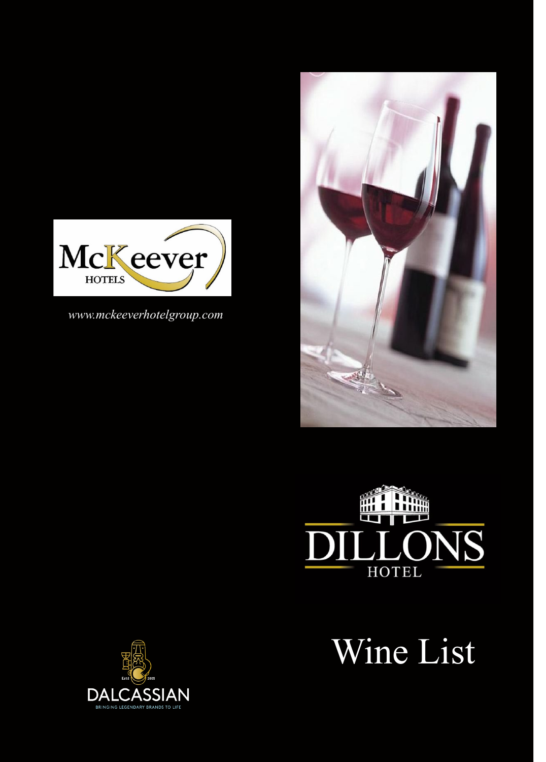McKeever HOTELS

*www.mckeeverhotelgroup.com*

DILLONS HOTEL

# Wine List

DALCASSIAN
BRINGING LEGENDARY BRANDS TO LIFE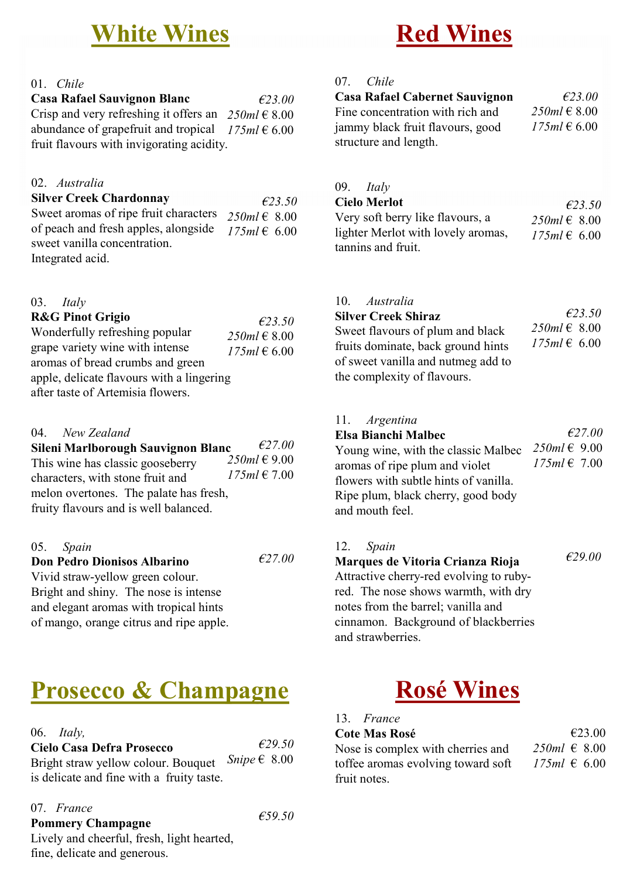## White Wines

01. *Chile*
**Casa Rafael Sauvignon Blanc** *€23.00*
*250ml* € 8.00
*175ml* € 6.00
Crisp and very refreshing it offers an abundance of grapefruit and tropical fruit flavours with invigorating acidity.

02. *Australia*
**Silver Creek Chardonnay** *€23.50*
*250ml* € 8.00
*175ml* € 6.00
Sweet aromas of ripe fruit characters of peach and fresh apples, alongside sweet vanilla concentration. Integrated acid.

03. *Italy*
**R&G Pinot Grigio** *€23.50*
*250ml* € 8.00
*175ml* € 6.00
Wonderfully refreshing popular grape variety wine with intense aromas of bread crumbs and green apple, delicate flavours with a lingering after taste of Artemisia flowers.

04. *New Zealand*
**Sileni Marlborough Sauvignon Blanc** *€27.00*
*250ml* € 9.00
*175ml* € 7.00
This wine has classic gooseberry characters, with stone fruit and melon overtones. The palate has fresh, fruity flavours and is well balanced.

05. *Spain*
**Don Pedro Dionisos Albarino** *€27.00*
Vivid straw-yellow green colour. Bright and shiny. The nose is intense and elegant aromas with tropical hints of mango, orange citrus and ripe apple.

## Prosecco & Champagne

06. *Italy,*
**Cielo Casa Defra Prosecco** *€29.50*
*Snipe* € 8.00
Bright straw yellow colour. Bouquet is delicate and fine with a fruity taste.

07. *France*
**Pommery Champagne** *€59.50*
Lively and cheerful, fresh, light hearted, fine, delicate and generous.

## Red Wines

07. *Chile*
**Casa Rafael Cabernet Sauvignon** *€23.00*
*250ml* € 8.00
*175ml* € 6.00
Fine concentration with rich and jammy black fruit flavours, good structure and length.

09. *Italy*
**Cielo Merlot** *€23.50*
*250ml* € 8.00
*175ml* € 6.00
Very soft berry like flavours, a lighter Merlot with lovely aromas, tannins and fruit.

10. *Australia*
**Silver Creek Shiraz** *€23.50*
*250ml* € 8.00
*175ml* € 6.00
Sweet flavours of plum and black fruits dominate, back ground hints of sweet vanilla and nutmeg add to the complexity of flavours.

11. *Argentina*
**Elsa Bianchi Malbec** *€27.00*
*250ml* € 9.00
*175ml* € 7.00
Young wine, with the classic Malbec aromas of ripe plum and violet flowers with subtle hints of vanilla. Ripe plum, black cherry, good body and mouth feel.

12. *Spain*
**Marques de Vitoria Crianza Rioja** *€29.00*
Attractive cherry-red evolving to ruby-red. The nose shows warmth, with dry notes from the barrel; vanilla and cinnamon. Background of blackberries and strawberries.

## Rosé Wines

13. *France*
**Cote Mas Rosé** €23.00
*250ml* € 8.00
*175ml* € 6.00
Nose is complex with cherries and toffee aromas evolving toward soft fruit notes.